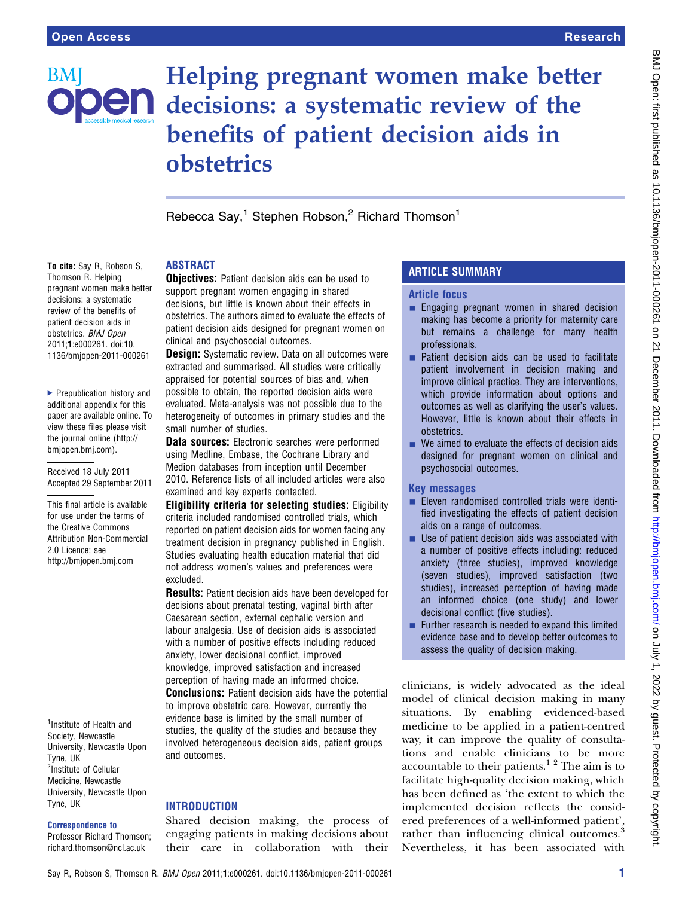# Helping pregnant women make better decisions: a systematic review of the benefits of patient decision aids in obstetrics

Rebecca Say,[1] Stephen Robson,[2] Richard Thomson[1]

**To cite:** Say R, Robson S, Thomson R. Helping pregnant women make better decisions: a systematic review of the benefits of patient decision aids in obstetrics. *BMJ Open* 2011;**1**:e000261. doi:10.1136/bmjopen-2011-000261

▸ Prepublication history and additional appendix for this paper are available online. To view these files please visit the journal online (http://bmjopen.bmj.com).

Received 18 July 2011
Accepted 29 September 2011

This final article is available for use under the terms of the Creative Commons Attribution Non-Commercial 2.0 Licence; see http://bmjopen.bmj.com

[1]Institute of Health and Society, Newcastle University, Newcastle Upon Tyne, UK
[2]Institute of Cellular Medicine, Newcastle University, Newcastle Upon Tyne, UK

**Correspondence to**
Professor Richard Thomson; richard.thomson@ncl.ac.uk

## ABSTRACT

**Objectives:** Patient decision aids can be used to support pregnant women engaging in shared decisions, but little is known about their effects in obstetrics. The authors aimed to evaluate the effects of patient decision aids designed for pregnant women on clinical and psychosocial outcomes.

**Design:** Systematic review. Data on all outcomes were extracted and summarised. All studies were critically appraised for potential sources of bias and, when possible to obtain, the reported decision aids were evaluated. Meta-analysis was not possible due to the heterogeneity of outcomes in primary studies and the small number of studies.

**Data sources:** Electronic searches were performed using Medline, Embase, the Cochrane Library and Medion databases from inception until December 2010. Reference lists of all included articles were also examined and key experts contacted.

**Eligibility criteria for selecting studies:** Eligibility criteria included randomised controlled trials, which reported on patient decision aids for women facing any treatment decision in pregnancy published in English. Studies evaluating health education material that did not address women's values and preferences were excluded.

**Results:** Patient decision aids have been developed for decisions about prenatal testing, vaginal birth after Caesarean section, external cephalic version and labour analgesia. Use of decision aids is associated with a number of positive effects including reduced anxiety, lower decisional conflict, improved knowledge, improved satisfaction and increased perception of having made an informed choice.

**Conclusions:** Patient decision aids have the potential to improve obstetric care. However, currently the evidence base is limited by the small number of studies, the quality of the studies and because they involved heterogeneous decision aids, patient groups and outcomes.

## ARTICLE SUMMARY

### Article focus

- Engaging pregnant women in shared decision making has become a priority for maternity care but remains a challenge for many health professionals.
- Patient decision aids can be used to facilitate patient involvement in decision making and improve clinical practice. They are interventions, which provide information about options and outcomes as well as clarifying the user's values. However, little is known about their effects in obstetrics.
- We aimed to evaluate the effects of decision aids designed for pregnant women on clinical and psychosocial outcomes.

### Key messages

- Eleven randomised controlled trials were identified investigating the effects of patient decision aids on a range of outcomes.
- Use of patient decision aids was associated with a number of positive effects including: reduced anxiety (three studies), improved knowledge (seven studies), improved satisfaction (two studies), increased perception of having made an informed choice (one study) and lower decisional conflict (five studies).
- Further research is needed to expand this limited evidence base and to develop better outcomes to assess the quality of decision making.

## INTRODUCTION

Shared decision making, the process of engaging patients in making decisions about their care in collaboration with their clinicians, is widely advocated as the ideal model of clinical decision making in many situations. By enabling evidenced-based medicine to be applied in a patient-centred way, it can improve the quality of consultations and enable clinicians to be more accountable to their patients.[1,2] The aim is to facilitate high-quality decision making, which has been defined as 'the extent to which the implemented decision reflects the considered preferences of a well-informed patient', rather than influencing clinical outcomes.[3] Nevertheless, it has been associated with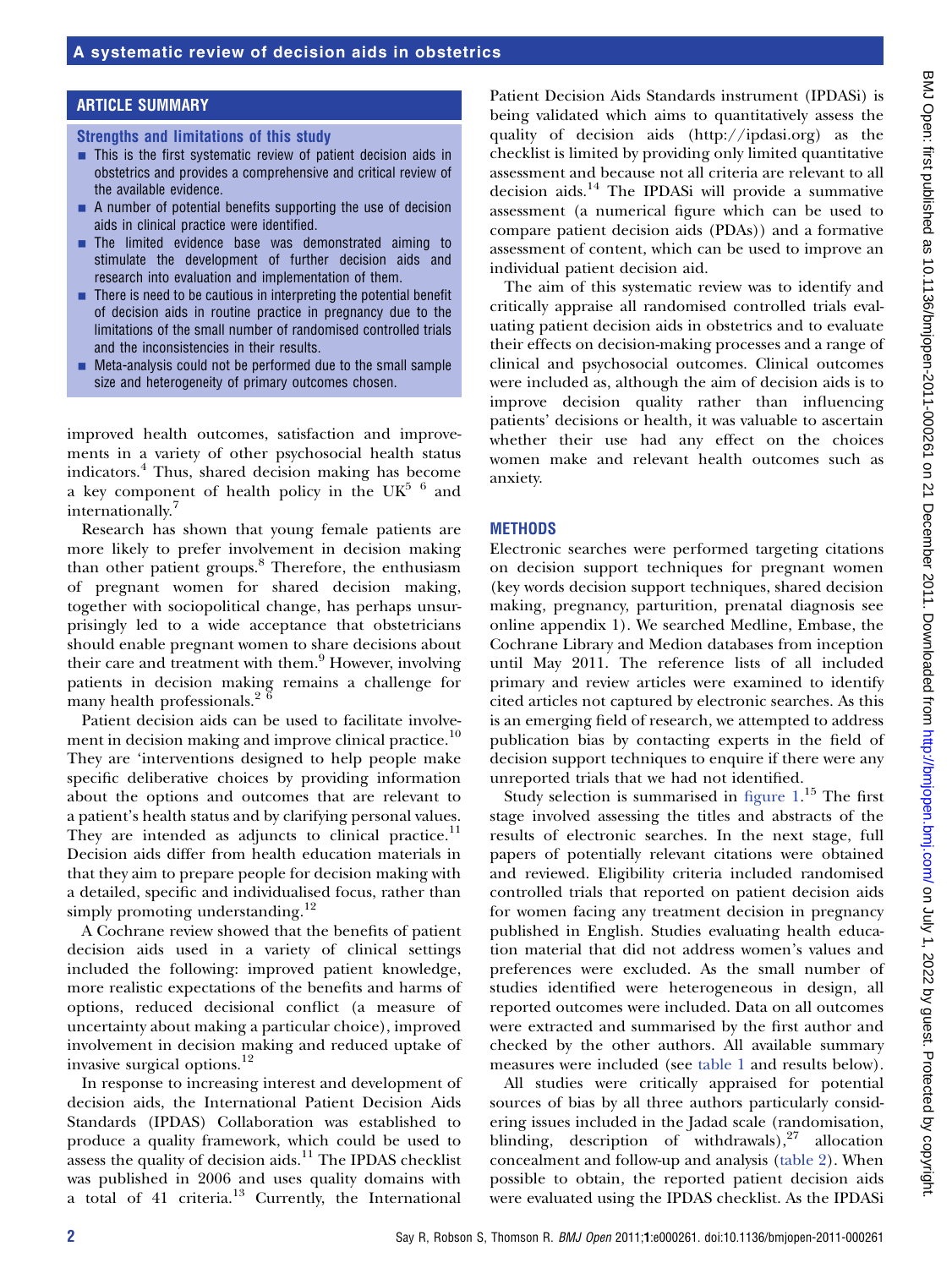## ARTICLE SUMMARY

### Strengths and limitations of this study

- This is the first systematic review of patient decision aids in obstetrics and provides a comprehensive and critical review of the available evidence.
- A number of potential benefits supporting the use of decision aids in clinical practice were identified.
- The limited evidence base was demonstrated aiming to stimulate the development of further decision aids and research into evaluation and implementation of them.
- There is need to be cautious in interpreting the potential benefit of decision aids in routine practice in pregnancy due to the limitations of the small number of randomised controlled trials and the inconsistencies in their results.
- Meta-analysis could not be performed due to the small sample size and heterogeneity of primary outcomes chosen.

improved health outcomes, satisfaction and improvements in a variety of other psychosocial health status indicators.[4] Thus, shared decision making has become a key component of health policy in the UK[5 6] and internationally.[7]

Research has shown that young female patients are more likely to prefer involvement in decision making than other patient groups.[8] Therefore, the enthusiasm of pregnant women for shared decision making, together with sociopolitical change, has perhaps unsurprisingly led to a wide acceptance that obstetricians should enable pregnant women to share decisions about their care and treatment with them.[9] However, involving patients in decision making remains a challenge for many health professionals.[2 6]

Patient decision aids can be used to facilitate involvement in decision making and improve clinical practice.[10] They are 'interventions designed to help people make specific deliberative choices by providing information about the options and outcomes that are relevant to a patient's health status and by clarifying personal values. They are intended as adjuncts to clinical practice.[11] Decision aids differ from health education materials in that they aim to prepare people for decision making with a detailed, specific and individualised focus, rather than simply promoting understanding.[12]

A Cochrane review showed that the benefits of patient decision aids used in a variety of clinical settings included the following: improved patient knowledge, more realistic expectations of the benefits and harms of options, reduced decisional conflict (a measure of uncertainty about making a particular choice), improved involvement in decision making and reduced uptake of invasive surgical options.[12]

In response to increasing interest and development of decision aids, the International Patient Decision Aids Standards (IPDAS) Collaboration was established to produce a quality framework, which could be used to assess the quality of decision aids.[11] The IPDAS checklist was published in 2006 and uses quality domains with a total of 41 criteria.[13] Currently, the International Patient Decision Aids Standards instrument (IPDASi) is being validated which aims to quantitatively assess the quality of decision aids (http://ipdasi.org) as the checklist is limited by providing only limited quantitative assessment and because not all criteria are relevant to all decision aids.[14] The IPDASi will provide a summative assessment (a numerical figure which can be used to compare patient decision aids (PDAs)) and a formative assessment of content, which can be used to improve an individual patient decision aid.

The aim of this systematic review was to identify and critically appraise all randomised controlled trials evaluating patient decision aids in obstetrics and to evaluate their effects on decision-making processes and a range of clinical and psychosocial outcomes. Clinical outcomes were included as, although the aim of decision aids is to improve decision quality rather than influencing patients' decisions or health, it was valuable to ascertain whether their use had any effect on the choices women make and relevant health outcomes such as anxiety.

## METHODS

Electronic searches were performed targeting citations on decision support techniques for pregnant women (key words decision support techniques, shared decision making, pregnancy, parturition, prenatal diagnosis see online appendix 1). We searched Medline, Embase, the Cochrane Library and Medion databases from inception until May 2011. The reference lists of all included primary and review articles were examined to identify cited articles not captured by electronic searches. As this is an emerging field of research, we attempted to address publication bias by contacting experts in the field of decision support techniques to enquire if there were any unreported trials that we had not identified.

Study selection is summarised in figure 1.[15] The first stage involved assessing the titles and abstracts of the results of electronic searches. In the next stage, full papers of potentially relevant citations were obtained and reviewed. Eligibility criteria included randomised controlled trials that reported on patient decision aids for women facing any treatment decision in pregnancy published in English. Studies evaluating health education material that did not address women's values and preferences were excluded. As the small number of studies identified were heterogeneous in design, all reported outcomes were included. Data on all outcomes were extracted and summarised by the first author and checked by the other authors. All available summary measures were included (see table 1 and results below).

All studies were critically appraised for potential sources of bias by all three authors particularly considering issues included in the Jadad scale (randomisation, blinding, description of withdrawals),[27] allocation concealment and follow-up and analysis (table 2). When possible to obtain, the reported patient decision aids were evaluated using the IPDAS checklist. As the IPDASi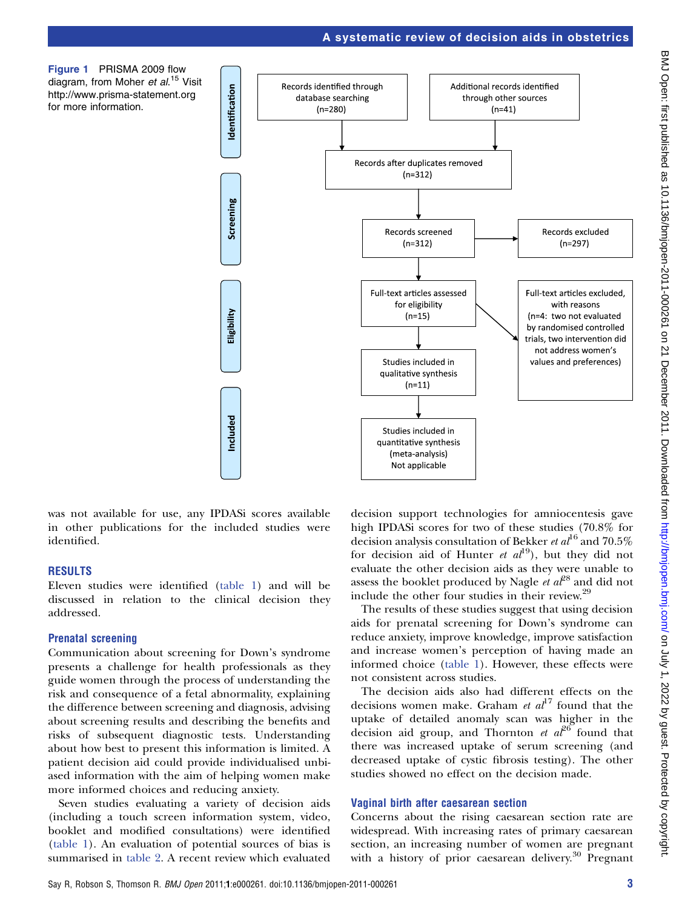Records identified through database searching (n=280)

Additional records identified through other sources (n=41)

Records after duplicates removed (n=312)

Records screened (n=312)

Records excluded (n=297)

Full-text articles assessed for eligibility (n=15)

Full-text articles excluded, with reasons (n=4: two not evaluated by randomised controlled trials, two intervention did not address women's values and preferences)

Studies included in qualitative synthesis (n=11)

Studies included in quantitative synthesis (meta-analysis) Not applicable

Identification | Screening | Eligibility | Included

**Figure 1** PRISMA 2009 flow diagram, from Moher *et al*.[15] Visit http://www.prisma-statement.org for more information.

was not available for use, any IPDASi scores available in other publications for the included studies were identified.

## RESULTS

Eleven studies were identified (table 1) and will be discussed in relation to the clinical decision they addressed.

### Prenatal screening

Communication about screening for Down's syndrome presents a challenge for health professionals as they guide women through the process of understanding the risk and consequence of a fetal abnormality, explaining the difference between screening and diagnosis, advising about screening results and describing the benefits and risks of subsequent diagnostic tests. Understanding about how best to present this information is limited. A patient decision aid could provide individualised unbiased information with the aim of helping women make more informed choices and reducing anxiety.

Seven studies evaluating a variety of decision aids (including a touch screen information system, video, booklet and modified consultations) were identified (table 1). An evaluation of potential sources of bias is summarised in table 2. A recent review which evaluated decision support technologies for amniocentesis gave high IPDASi scores for two of these studies (70.8% for decision analysis consultation of Bekker *et al*[16] and 70.5% for decision aid of Hunter *et al*[19]), but they did not evaluate the other decision aids as they were unable to assess the booklet produced by Nagle *et al*[28] and did not include the other four studies in their review.[29]

The results of these studies suggest that using decision aids for prenatal screening for Down's syndrome can reduce anxiety, improve knowledge, improve satisfaction and increase women's perception of having made an informed choice (table 1). However, these effects were not consistent across studies.

The decision aids also had different effects on the decisions women make. Graham *et al*[17] found that the uptake of detailed anomaly scan was higher in the decision aid group, and Thornton *et al*[26] found that there was increased uptake of serum screening (and decreased uptake of cystic fibrosis testing). The other studies showed no effect on the decision made.

### Vaginal birth after caesarean section

Concerns about the rising caesarean section rate are widespread. With increasing rates of primary caesarean section, an increasing number of women are pregnant with a history of prior caesarean delivery.[30] Pregnant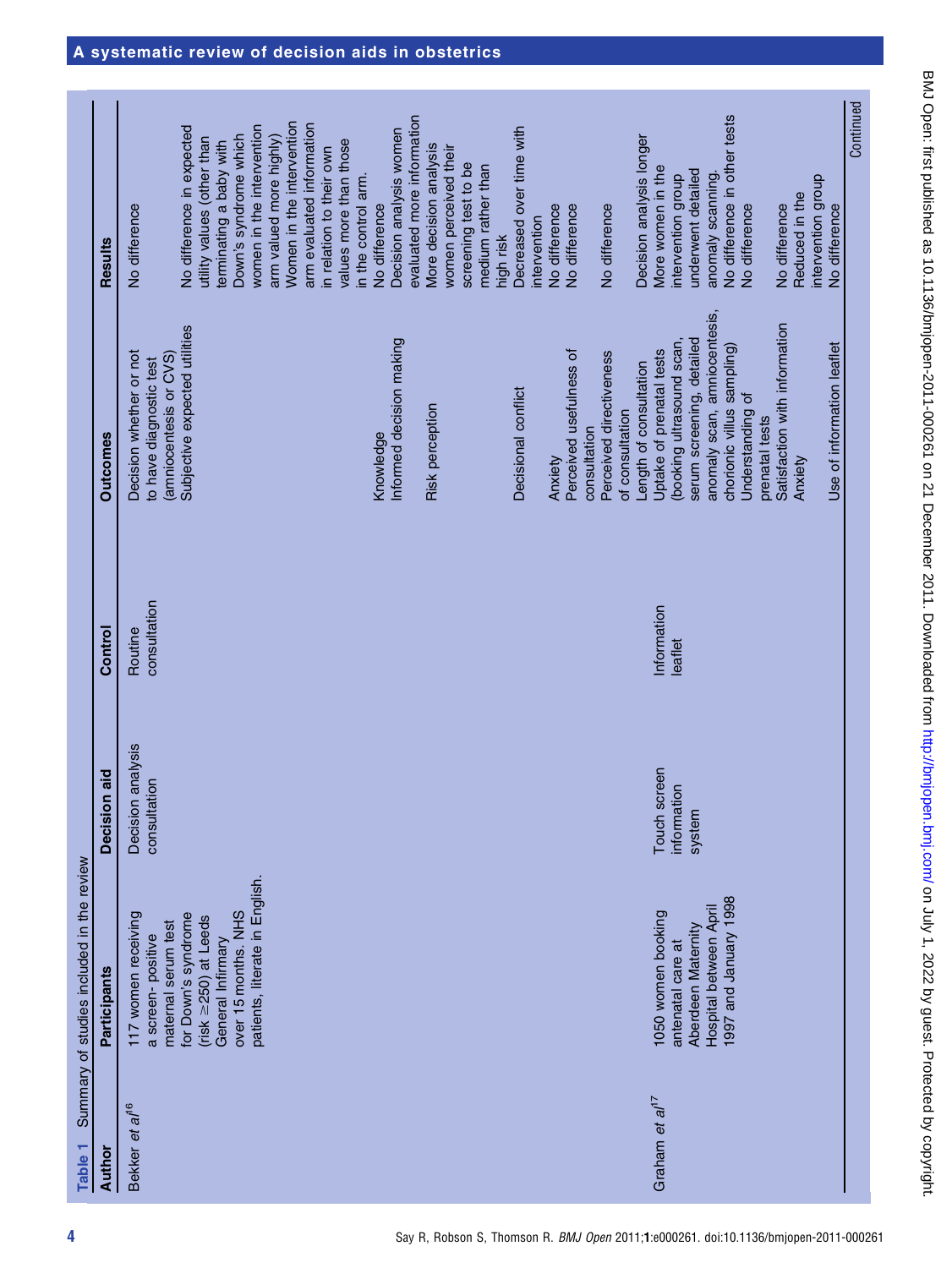Table 1 Summary of studies included in the review

| Author | Participants | Decision aid | Control | Outcomes | Results |
|---|---|---|---|---|---|
| Bekker *et al*[16] | 117 women receiving a screen- positive maternal serum test for Down's syndrome (risk ≥250) at Leeds General Infirmary over 15 months. NHS patients, literate in English. | Decision analysis consultation | Routine consultation | Decision whether or not to have diagnostic test (amniocentesis or CVS) | No difference |
| | | | | Subjective expected utilities | No difference in expected utility values (other than terminating a baby with Down's syndrome which women in the intervention arm valued more highly) Women in the intervention arm evaluated information in relation to their own values more than those in the control arm. |
| | | | | Knowledge | No difference |
| | | | | Informed decision making | Decision analysis women evaluated more information |
| | | | | Risk perception | More decision analysis women perceived their screening test to be medium rather than high risk |
| | | | | Decisional conflict | Decreased over time with intervention |
| | | | | Anxiety | No difference |
| | | | | Perceived usefulness of consultation | No difference |
| | | | | Perceived directiveness of consultation | No difference |
| | | | | Length of consultation | Decision analysis longer |
| Graham *et al*[17] | 1050 women booking antenatal care at Aberdeen Maternity Hospital between April 1997 and January 1998 | Touch screen information system | Information leaflet | Uptake of prenatal tests (booking ultrasound scan, serum screening, detailed anomaly scan, amniocentesis, chorionic villus sampling) | More women in the intervention group underwent detailed anomaly scanning. No difference in other tests |
| | | | | Understanding of prenatal tests | No difference |
| | | | | Satisfaction with information | No difference |
| | | | | Anxiety | Reduced in the intervention group |
| | | | | Use of information leaflet | No difference |

Continued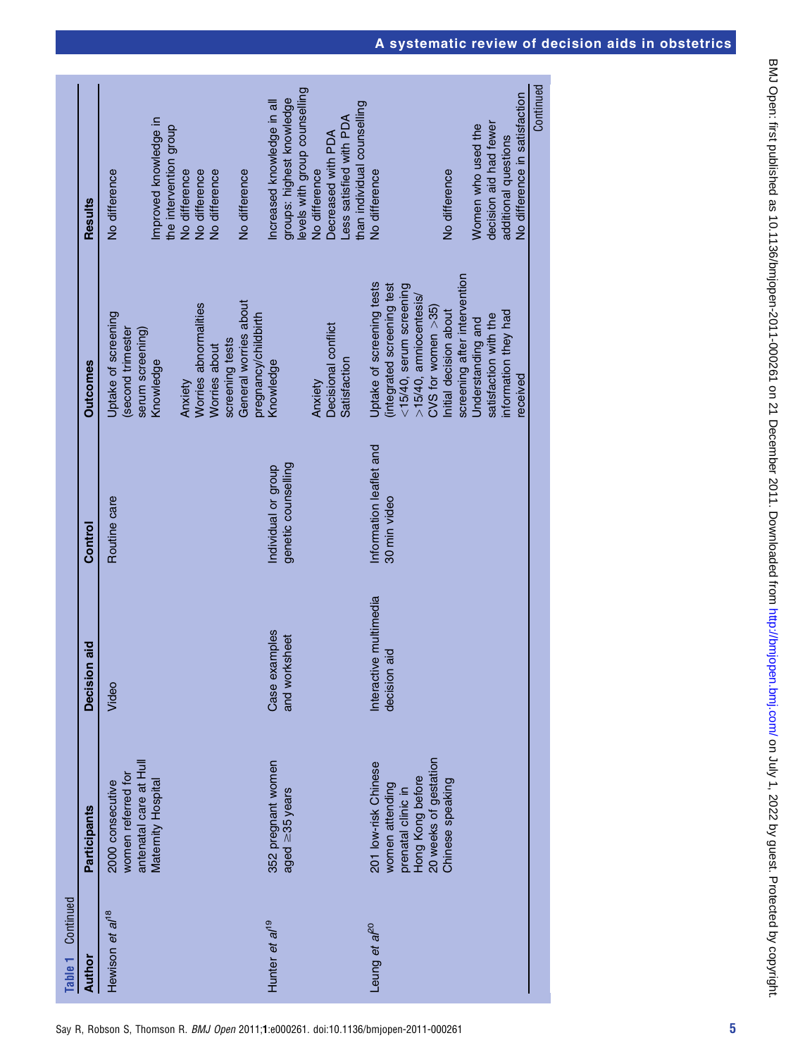Table 1 Continued

| Author | Participants | Decision aid | Control | Outcomes | Results |
|---|---|---|---|---|---|
| Hewison *et al*[18] | 2000 consecutive women referred for antenatal care at Hull Maternity Hospital | Video | Routine care | Uptake of screening (second trimester serum screening) | No difference |
| | | | | Knowledge | Improved knowledge in the intervention group |
| | | | | Anxiety | No difference |
| | | | | Worries abnormalities | No difference |
| | | | | Worries about screening tests | No difference |
| | | | | General worries about pregnancy/childbirth | No difference |
| Hunter *et al*[19] | 352 pregnant women aged ≥35 years | Case examples and worksheet | Individual or group genetic counselling | Knowledge | Increased knowledge in all groups: highest knowledge levels with group counselling |
| | | | | Anxiety | No difference |
| | | | | Decisional conflict | Decreased with PDA |
| | | | | Satisfaction | Less satisfied with PDA than individual counselling |
| Leung *et al*[20] | 201 low-risk Chinese women attending prenatal clinic in Hong Kong before 20 weeks of gestation Chinese speaking | Interactive multimedia decision aid | Information leaflet and 30 min video | Uptake of screening tests (integrated screening test <15/40, serum screening >15/40, amniocentesis/CVS for women >35) | No difference |
| | | | | Initial decision about screening after intervention | No difference |
| | | | | Understanding and satisfaction with the information they had received | Women who used the decision aid had fewer additional questions No difference in satisfaction |

Continued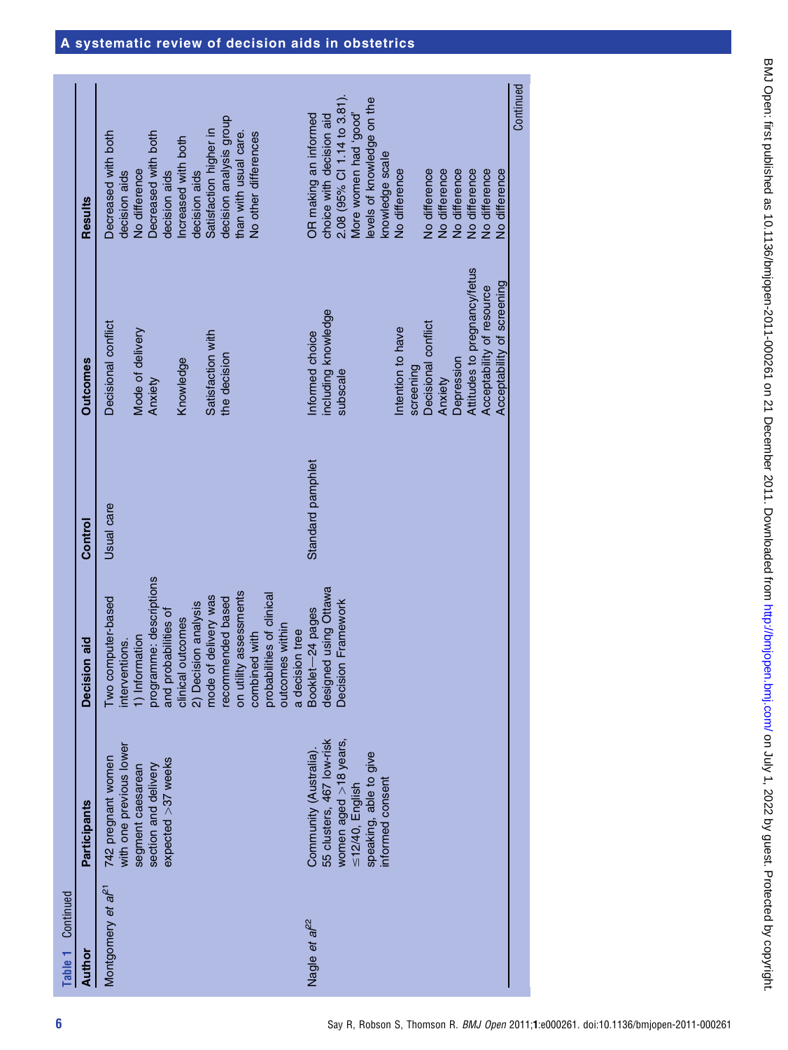**Table 1** Continued

| Author | Participants | Decision aid | Control | Outcomes | Results |
|---|---|---|---|---|---|
| Montgomery *et al*[21] | 742 pregnant women with one previous lower segment caesarean section and delivery expected >37 weeks | Two computer-based interventions. 1) Information programme: descriptions and probabilities of clinical outcomes 2) Decision analysis mode of delivery was recommended based on utility assessments combined with probabilities of clinical outcomes within a decision tree | Usual care | Decisional conflict | Decreased with both decision aids |
| | | | | Mode of delivery | No difference |
| | | | | Anxiety | Decreased with both decision aids |
| | | | | Knowledge | Increased with both decision aids |
| | | | | Satisfaction with the decision | Satisfaction higher in decision analysis group than with usual care. No other differences |
| Nagle *et al*[22] | Community (Australia). 55 clusters, 467 low-risk women aged >18 years, ≤12/40, English speaking, able to give informed consent | Booklet—24 pages designed using Ottawa Decision Framework | Standard pamphlet | Informed choice including knowledge subscale | OR making an informed choice with decision aid 2.08 (95% CI 1.14 to 3.81). More women had 'good' levels of knowledge on the knowledge scale |
| | | | | Intention to have screening | No difference |
| | | | | Decisional conflict | No difference |
| | | | | Anxiety | No difference |
| | | | | Depression | No difference |
| | | | | Attitudes to pregnancy/fetus | No difference |
| | | | | Acceptability of resource | No difference |
| | | | | Acceptability of screening | No difference |

Continued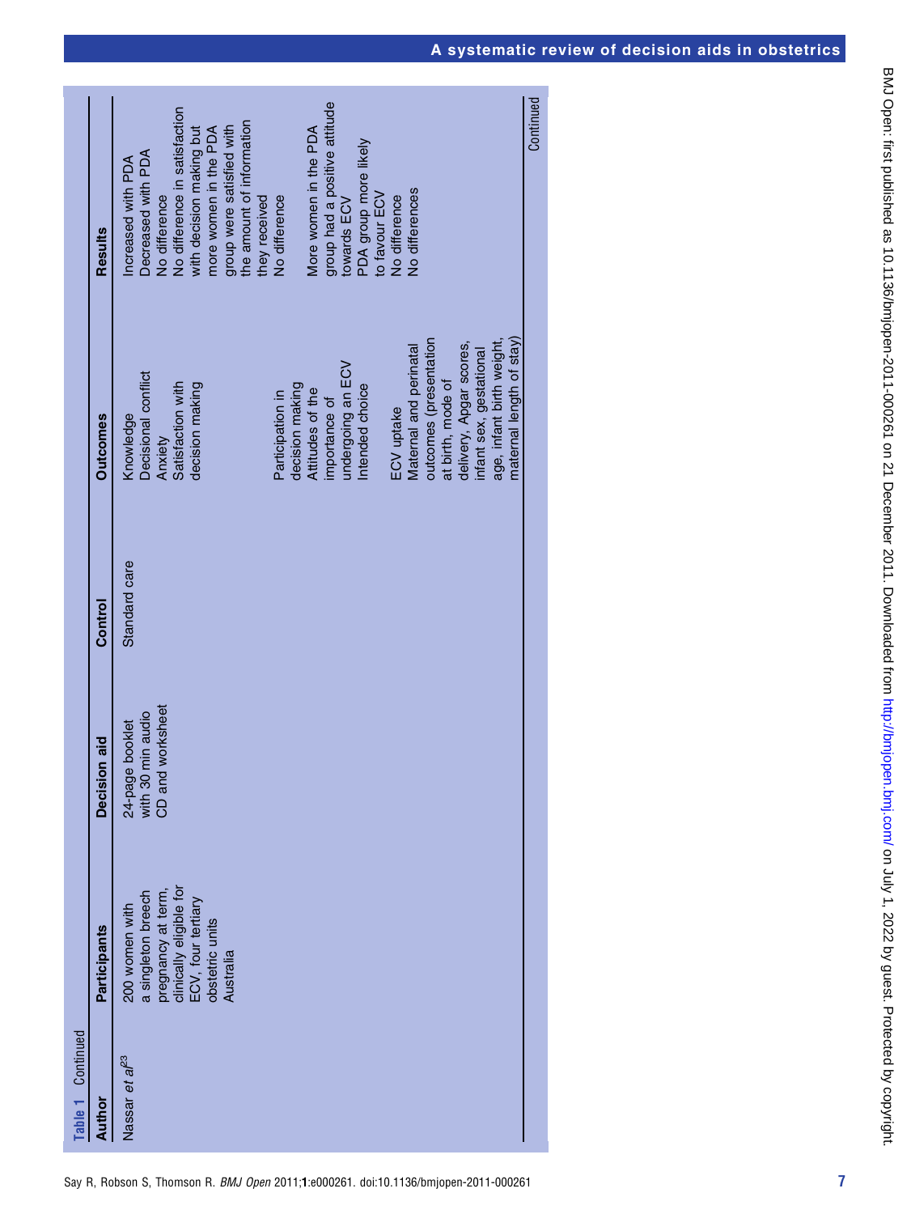**Table 1** Continued

| Author | Participants | Decision aid | Control | Outcomes | Results |
|---|---|---|---|---|---|
| Nassar *et al*[23] | 200 women with a singleton breech pregnancy at term, clinically eligible for ECV, four tertiary obstetric units Australia | 24-page booklet with 30 min audio CD and worksheet | Standard care | Knowledge | Increased with PDA |
| | | | | Decisional conflict | Decreased with PDA |
| | | | | Anxiety | No difference |
| | | | | Satisfaction with decision making | No difference in satisfaction with decision making but more women in the PDA group were satisfied with the amount of information they received |
| | | | | Participation in decision making | No difference |
| | | | | Attitudes of the importance of undergoing an ECV | More women in the PDA group had a positive attitude towards ECV |
| | | | | Intended choice | PDA group more likely to favour ECV |
| | | | | ECV uptake | No difference |
| | | | | Maternal and perinatal outcomes (presentation at birth, mode of delivery, Apgar scores, infant sex, gestational age, infant birth weight, maternal length of stay) | No differences |

Continued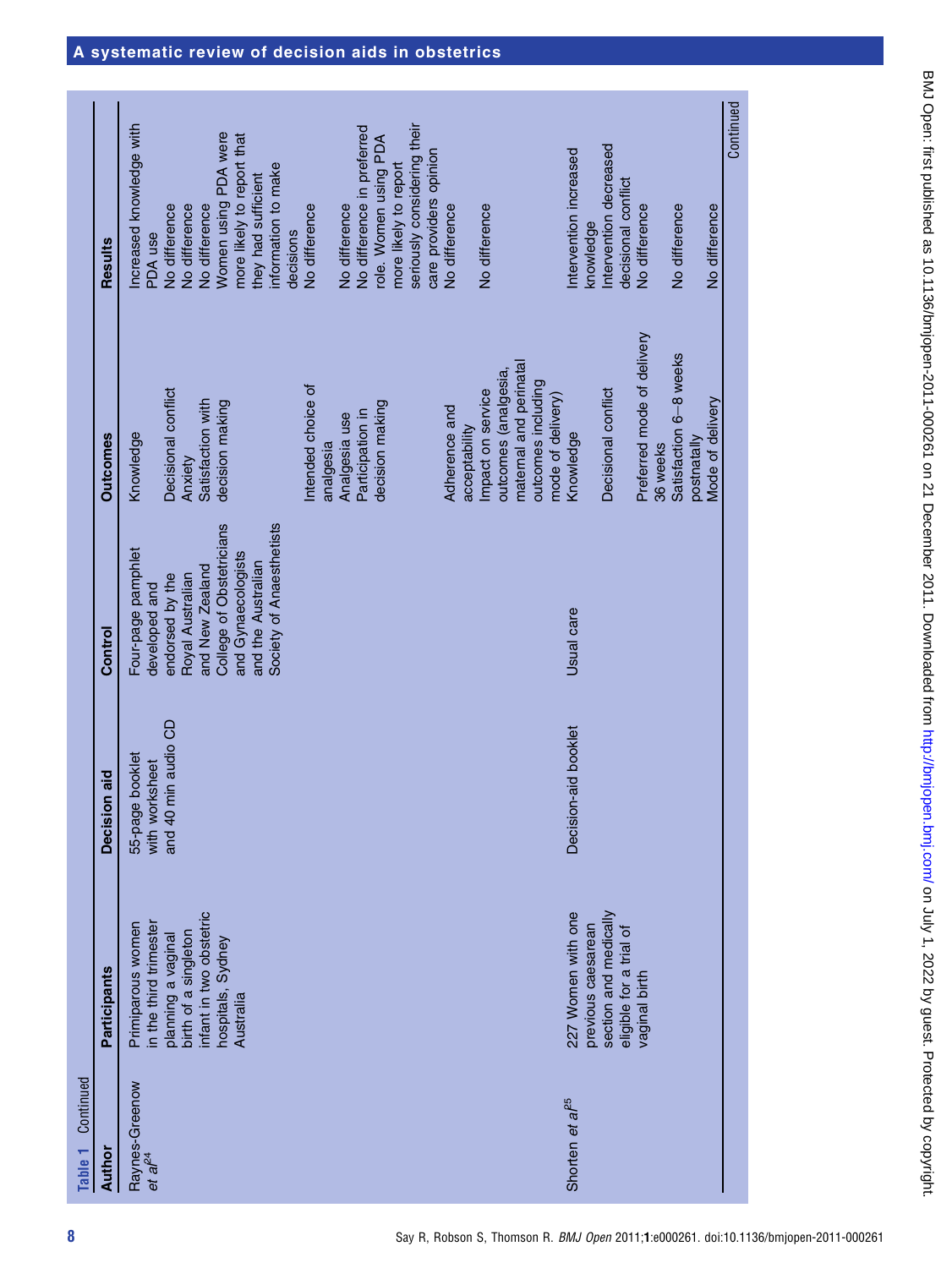**Table 1** Continued

| Author | Participants | Decision aid | Control | Outcomes | Results |
|---|---|---|---|---|---|
| Raynes-Greenow *et al*[24] | Primiparous women in the third trimester planning a vaginal birth of a singleton infant in two obstetric hospitals, Sydney Australia | 55-page booklet with worksheet and 40 min audio CD | Four-page pamphlet developed and endorsed by the Royal Australian and New Zealand College of Obstetricians and Gynaecologists and the Australian Society of Anaesthetists | Knowledge | Increased knowledge with PDA use |
| | | | | Decisional conflict | No difference |
| | | | | Anxiety | No difference |
| | | | | Satisfaction with decision making | No difference<br>Women using PDA were more likely to report that they had sufficient information to make decisions |
| | | | | Intended choice of analgesia | No difference |
| | | | | Analgesia use | No difference |
| | | | | Participation in decision making | No difference in preferred role. Women using PDA more likely to report seriously considering their care providers opinion |
| | | | | Adherence and acceptability | No difference |
| | | | | Impact on service outcomes (analgesia, maternal and perinatal outcomes including mode of delivery) | No difference |
| Shorten *et al*[25] | 227 Women with one previous caesarean section and medically eligible for a trial of vaginal birth | Decision-aid booklet | Usual care | Knowledge | Intervention increased knowledge |
| | | | | Decisional conflict | Intervention decreased decisional conflict |
| | | | | Preferred mode of delivery 36 weeks | No difference |
| | | | | Satisfaction 6–8 weeks postnatally | No difference |
| | | | | Mode of delivery | No difference |

Continued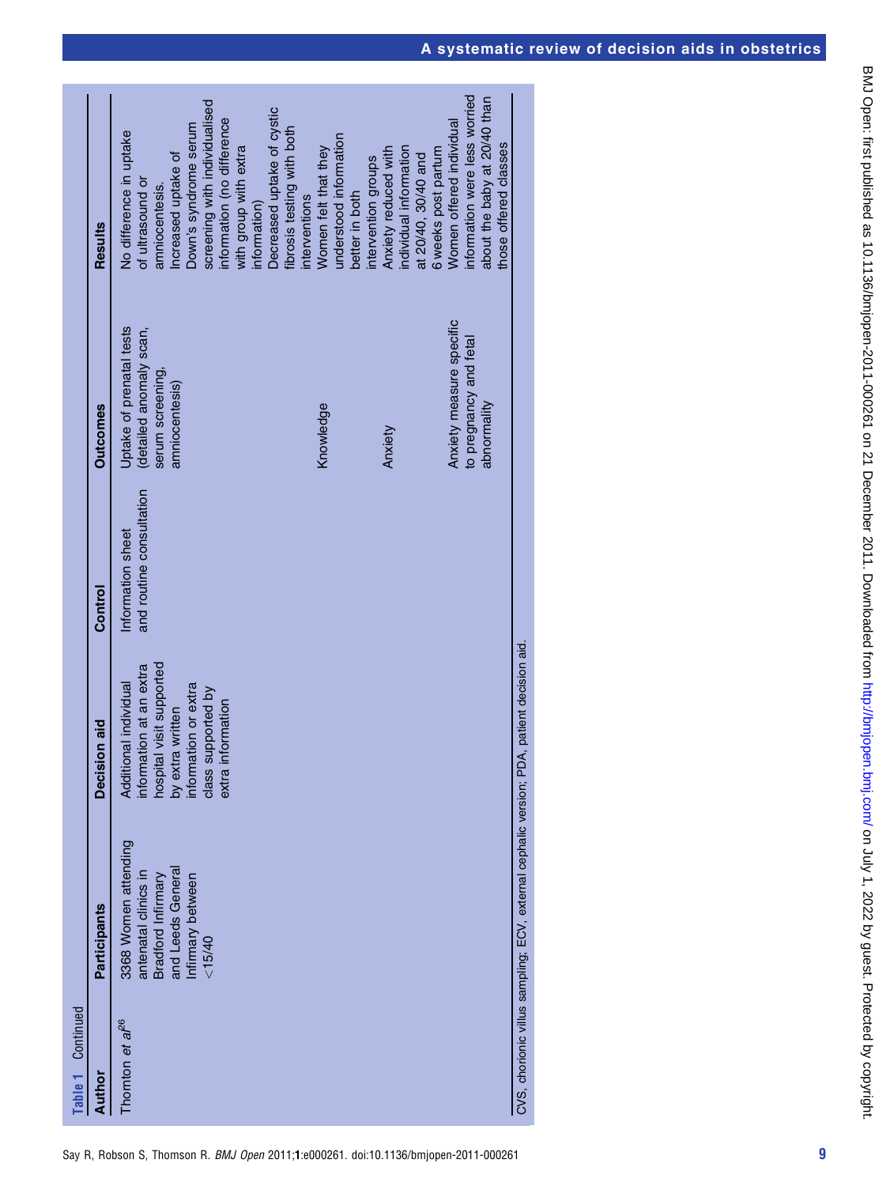**Table 1** Continued

| Author | Participants | Decision aid | Control | Outcomes | Results |
|---|---|---|---|---|---|
| Thornton *et al*[26] | 3368 Women attending antenatal clinics in Bradford Infirmary and Leeds General Infirmary between <15/40 | Additional individual information at an extra hospital visit supported by extra written information or extra class supported by extra information | Information sheet and routine consultation | Uptake of prenatal tests (detailed anomaly scan, serum screening, amniocentesis) | No difference in uptake of ultrasound or amniocentesis. Increased uptake of Down's syndrome serum screening with individualised information (no difference with group with extra information) Decreased uptake of cystic fibrosis testing with both interventions |
| | | | | Knowledge | Women felt that they understood information better in both intervention groups |
| | | | | Anxiety | Anxiety reduced with individual information at 20/40, 30/40 and 6 weeks post partum |
| | | | | Anxiety measure specific to pregnancy and fetal abnormality | Women offered individual information were less worried about the baby at 20/40 than those offered classes |

CVS, chorionic villus sampling; ECV, external cephalic version; PDA, patient decision aid.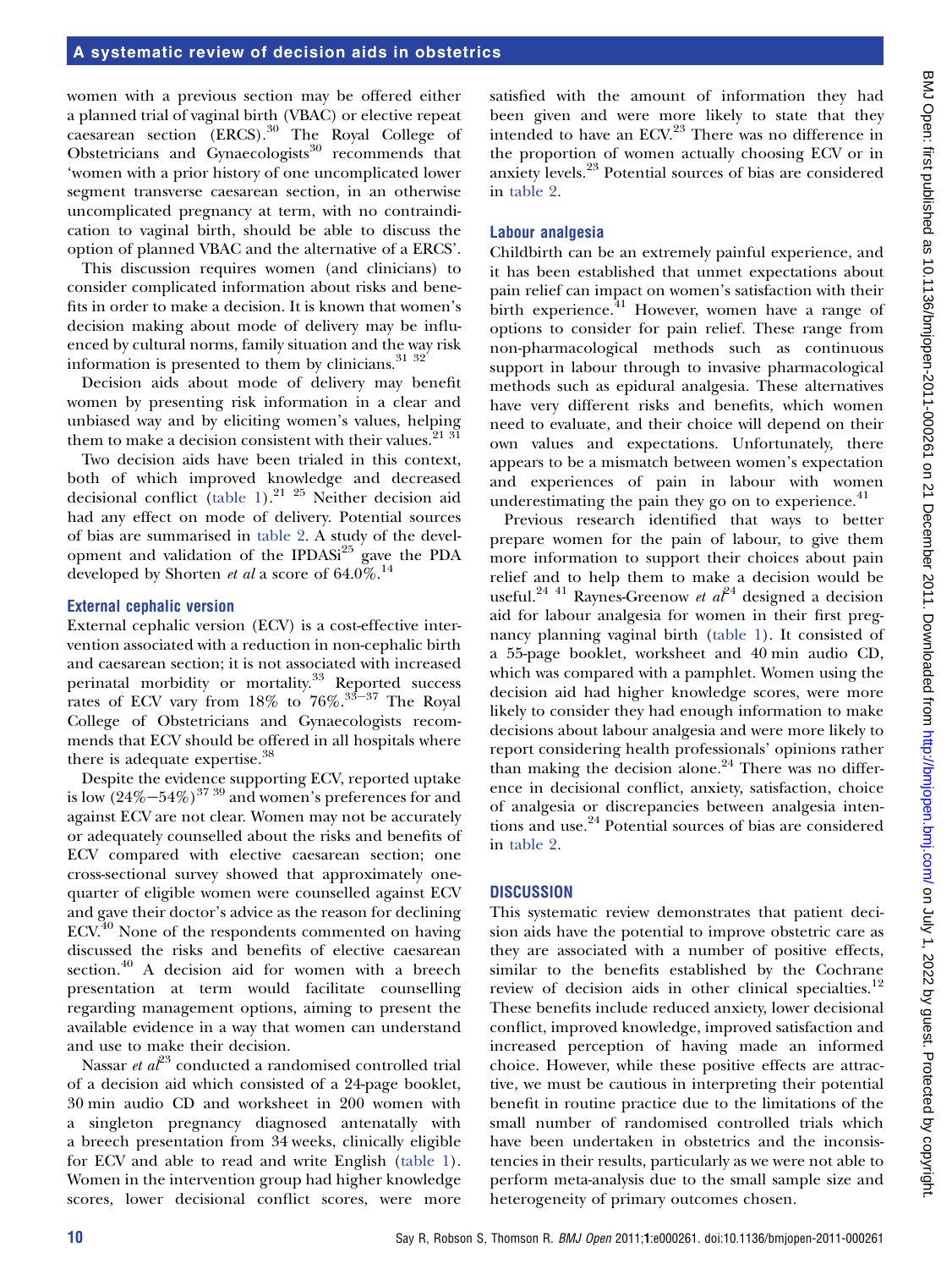women with a previous section may be offered either a planned trial of vaginal birth (VBAC) or elective repeat caesarean section (ERCS).[30] The Royal College of Obstetricians and Gynaecologists[30] recommends that 'women with a prior history of one uncomplicated lower segment transverse caesarean section, in an otherwise uncomplicated pregnancy at term, with no contraindication to vaginal birth, should be able to discuss the option of planned VBAC and the alternative of a ERCS'.

This discussion requires women (and clinicians) to consider complicated information about risks and benefits in order to make a decision. It is known that women's decision making about mode of delivery may be influenced by cultural norms, family situation and the way risk information is presented to them by clinicians.[31 32]

Decision aids about mode of delivery may benefit women by presenting risk information in a clear and unbiased way and by eliciting women's values, helping them to make a decision consistent with their values.[21 31]

Two decision aids have been trialed in this context, both of which improved knowledge and decreased decisional conflict (table 1).[21 25] Neither decision aid had any effect on mode of delivery. Potential sources of bias are summarised in table 2. A study of the development and validation of the IPDASi[25] gave the PDA developed by Shorten *et al* a score of 64.0%.[14]

### External cephalic version

External cephalic version (ECV) is a cost-effective intervention associated with a reduction in non-cephalic birth and caesarean section; it is not associated with increased perinatal morbidity or mortality.[33] Reported success rates of ECV vary from 18% to 76%.[33–37] The Royal College of Obstetricians and Gynaecologists recommends that ECV should be offered in all hospitals where there is adequate expertise.[38]

Despite the evidence supporting ECV, reported uptake is low (24%–54%)[37 39] and women's preferences for and against ECV are not clear. Women may not be accurately or adequately counselled about the risks and benefits of ECV compared with elective caesarean section; one cross-sectional survey showed that approximately one-quarter of eligible women were counselled against ECV and gave their doctor's advice as the reason for declining ECV.[40] None of the respondents commented on having discussed the risks and benefits of elective caesarean section.[40] A decision aid for women with a breech presentation at term would facilitate counselling regarding management options, aiming to present the available evidence in a way that women can understand and use to make their decision.

Nassar *et al*[23] conducted a randomised controlled trial of a decision aid which consisted of a 24-page booklet, 30 min audio CD and worksheet in 200 women with a singleton pregnancy diagnosed antenatally with a breech presentation from 34 weeks, clinically eligible for ECV and able to read and write English (table 1). Women in the intervention group had higher knowledge scores, lower decisional conflict scores, were more satisfied with the amount of information they had been given and were more likely to state that they intended to have an ECV.[23] There was no difference in the proportion of women actually choosing ECV or in anxiety levels.[23] Potential sources of bias are considered in table 2.

### Labour analgesia

Childbirth can be an extremely painful experience, and it has been established that unmet expectations about pain relief can impact on women's satisfaction with their birth experience.[41] However, women have a range of options to consider for pain relief. These range from non-pharmacological methods such as continuous support in labour through to invasive pharmacological methods such as epidural analgesia. These alternatives have very different risks and benefits, which women need to evaluate, and their choice will depend on their own values and expectations. Unfortunately, there appears to be a mismatch between women's expectation and experiences of pain in labour with women underestimating the pain they go on to experience.[41]

Previous research identified that ways to better prepare women for the pain of labour, to give them more information to support their choices about pain relief and to help them to make a decision would be useful.[24 41] Raynes-Greenow *et al*[24] designed a decision aid for labour analgesia for women in their first pregnancy planning vaginal birth (table 1). It consisted of a 55-page booklet, worksheet and 40 min audio CD, which was compared with a pamphlet. Women using the decision aid had higher knowledge scores, were more likely to consider they had enough information to make decisions about labour analgesia and were more likely to report considering health professionals' opinions rather than making the decision alone.[24] There was no difference in decisional conflict, anxiety, satisfaction, choice of analgesia or discrepancies between analgesia intentions and use.[24] Potential sources of bias are considered in table 2.

## DISCUSSION

This systematic review demonstrates that patient decision aids have the potential to improve obstetric care as they are associated with a number of positive effects, similar to the benefits established by the Cochrane review of decision aids in other clinical specialties.[12] These benefits include reduced anxiety, lower decisional conflict, improved knowledge, improved satisfaction and increased perception of having made an informed choice. However, while these positive effects are attractive, we must be cautious in interpreting their potential benefit in routine practice due to the limitations of the small number of randomised controlled trials which have been undertaken in obstetrics and the inconsistencies in their results, particularly as we were not able to perform meta-analysis due to the small sample size and heterogeneity of primary outcomes chosen.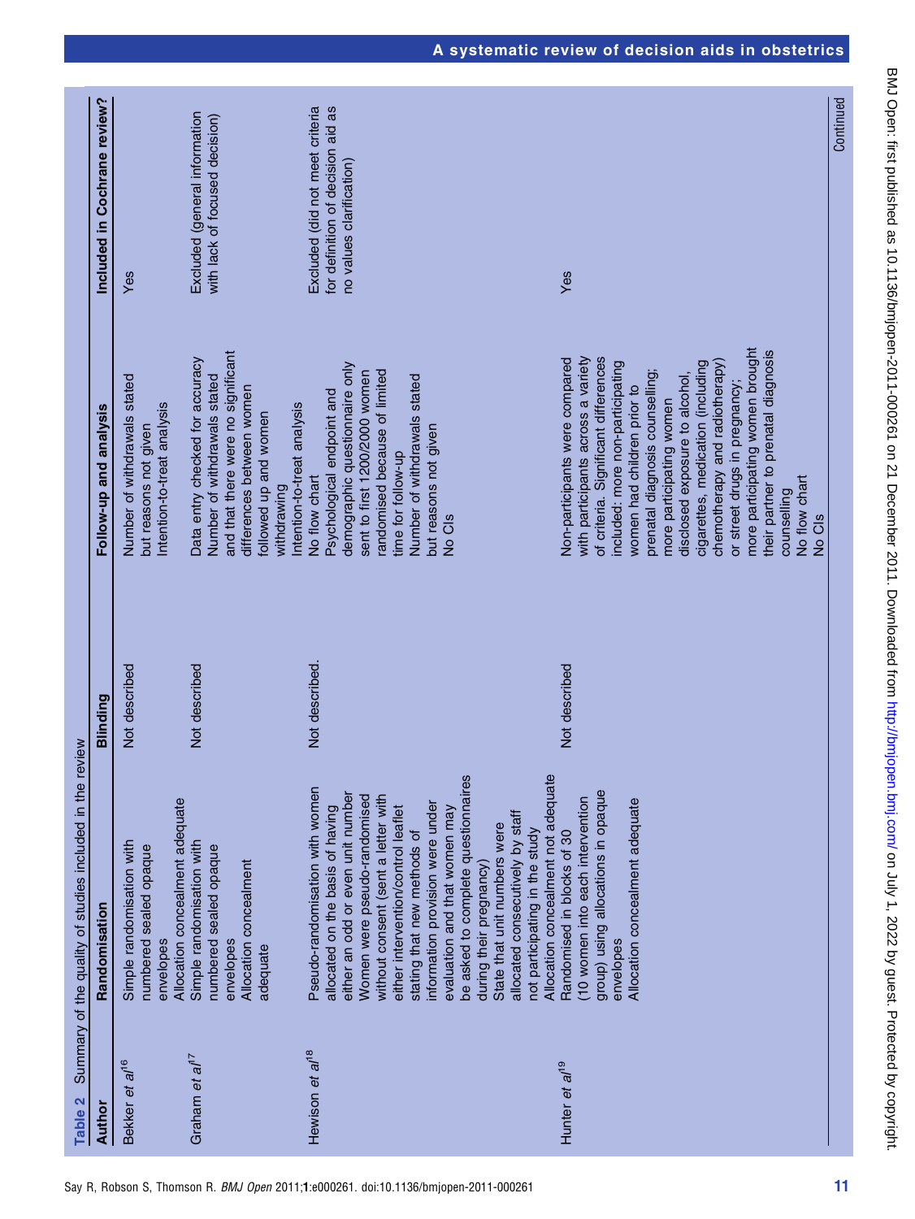**Table 2** Summary of the quality of studies included in the review

| Author | Randomisation | Blinding | Follow-up and analysis | Included in Cochrane review? |
|---|---|---|---|---|
| Bekker *et al*[16] | Simple randomisation with numbered sealed opaque envelopes<br>Allocation concealment adequate | Not described | Number of withdrawals stated but reasons not given<br>Intention-to-treat analysis | Yes |
| Graham *et al*[17] | Simple randomisation with numbered sealed opaque envelopes<br>Allocation concealment adequate | Not described | Data entry checked for accuracy<br>Number of withdrawals stated and that there were no significant differences between women followed up and women withdrawing<br>Intention-to-treat analysis | Excluded (general information with lack of focused decision) |
| Hewison *et al*[18] | Pseudo-randomisation with women allocated on the basis of having either an odd or even unit number<br>Women were pseudo-randomised without consent (sent a letter with either intervention/control leaflet stating that new methods of information provision were under evaluation and that women may be asked to complete questionnaires during their pregnancy)<br>State that unit numbers were allocated consecutively by staff not participating in the study<br>Allocation concealment not adequate | Not described. | No flow chart<br>Psychological endpoint and demographic questionnaire only sent to first 1200/2000 women randomised because of limited time for follow-up<br>Number of withdrawals stated but reasons not given<br>No CIs | Excluded (did not meet criteria for definition of decision aid as no values clarification) |
| Hunter *et al*[19] | Randomised in blocks of 30 (10 women into each intervention group) using allocations in opaque envelopes<br>Allocation concealment adequate | Not described | Non-participants were compared with participants across a variety of criteria. Significant differences included: more non-participating women had children prior to prenatal diagnosis counselling; more participating women disclosed exposure to alcohol, cigarettes, medication (including chemotherapy and radiotherapy) or street drugs in pregnancy; more participating women brought their partner to prenatal diagnosis counselling<br>No flow chart<br>No CIs | Yes |

Continued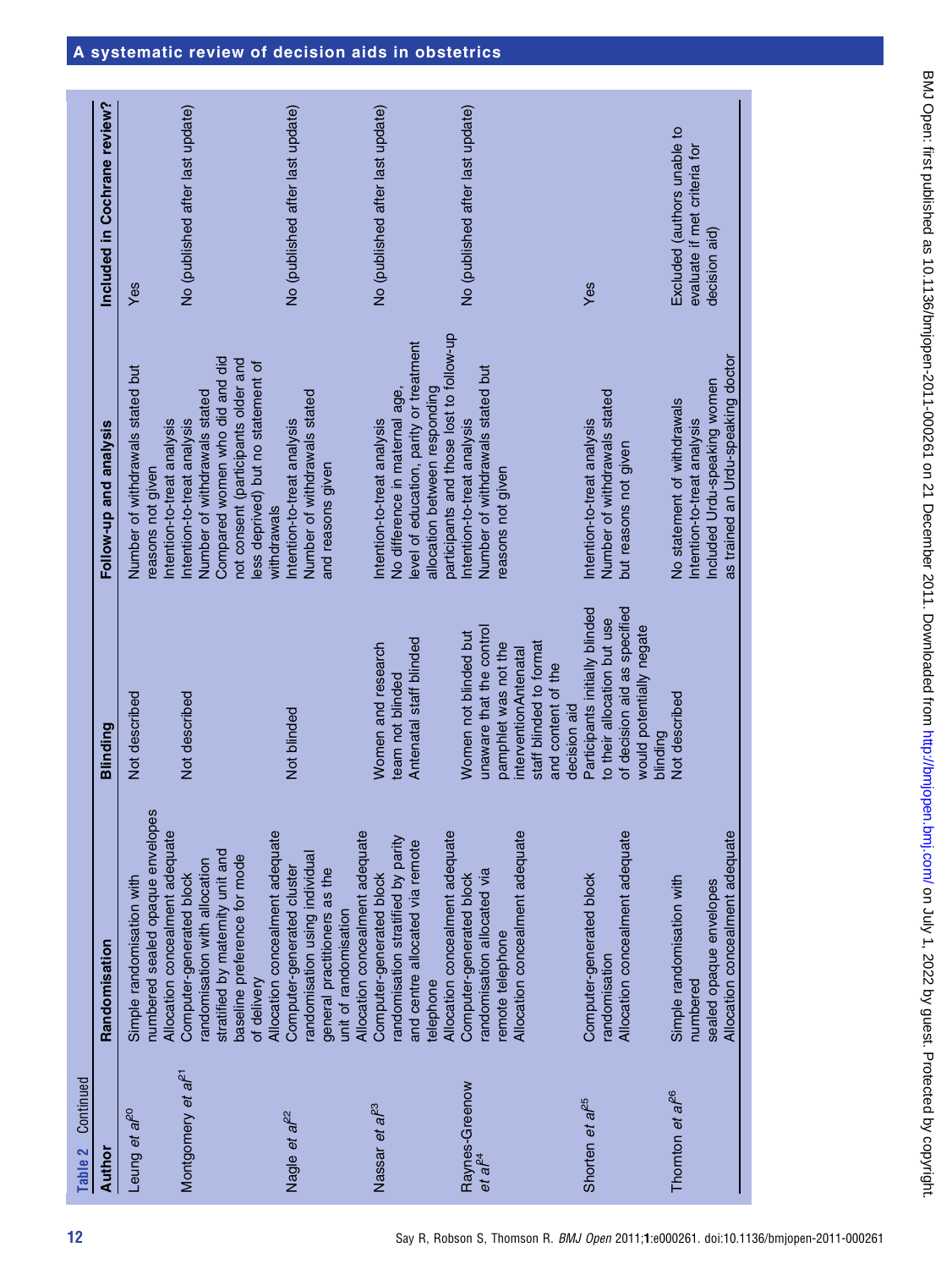**Table 2** Continued

| Author | Randomisation | Blinding | Follow-up and analysis | Included in Cochrane review? |
|---|---|---|---|---|
| Leung *et al*[20] | Simple randomisation with numbered sealed opaque envelopes<br>Allocation concealment adequate | Not described | Number of withdrawals stated but reasons not given<br>Intention-to-treat analysis | Yes |
| Montgomery *et al*[21] | Computer-generated block randomisation with allocation stratified by maternity unit and baseline preference for mode of delivery<br>Allocation concealment adequate | Not described | Intention-to-treat analysis<br>Number of withdrawals stated<br>Compared women who did and did not consent (participants older and less deprived) but no statement of withdrawals | No (published after last update) |
| Nagle *et al*[22] | Computer-generated cluster randomisation using individual general practitioners as the unit of randomisation<br>Allocation concealment adequate | Not blinded | Intention-to-treat analysis<br>Number of withdrawals stated and reasons given | No (published after last update) |
| Nassar *et al*[23] | Computer-generated block randomisation stratified by parity and centre allocated via remote telephone<br>Allocation concealment adequate | Women and research team not blinded<br>Antenatal staff blinded | Intention-to-treat analysis<br>No difference in maternal age, level of education, parity or treatment allocation between responding participants and those lost to follow-up | No (published after last update) |
| Raynes-Greenow *et al*[24] | Computer-generated block randomisation allocated via remote telephone<br>Allocation concealment adequate | Women not blinded but unaware that the control pamphlet was not the interventionAntenatal staff blinded to format and content of the decision aid | Intention-to-treat analysis<br>Number of withdrawals stated but reasons not given | No (published after last update) |
| Shorten *et al*[25] | Computer-generated block randomisation<br>Allocation concealment adequate | Participants initially blinded to their allocation but use of decision aid as specified would potentially negate blinding | Intention-to-treat analysis<br>Number of withdrawals stated but reasons not given | Yes |
| Thornton *et al*[26] | Simple randomisation with numbered sealed opaque envelopes<br>Allocation concealment adequate | Not described | No statement of withdrawals<br>Intention-to-treat analysis<br>Included Urdu-speaking women as trained an Urdu-speaking doctor | Excluded (authors unable to evaluate if met criteria for decision aid) |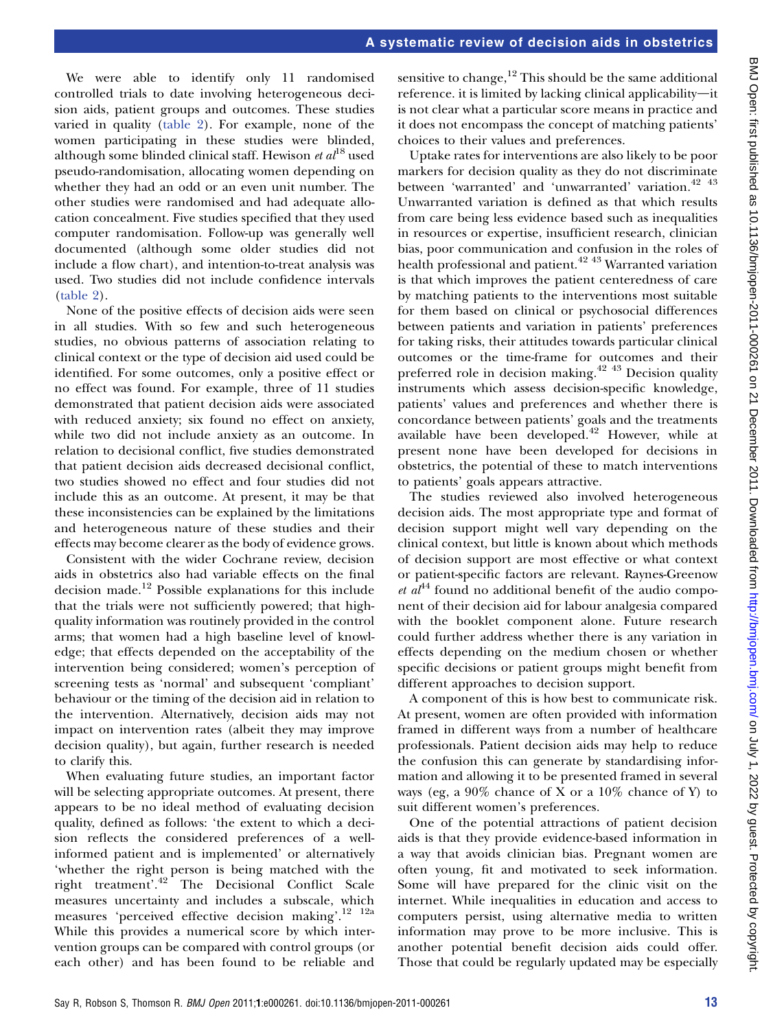We were able to identify only 11 randomised controlled trials to date involving heterogeneous decision aids, patient groups and outcomes. These studies varied in quality (table 2). For example, none of the women participating in these studies were blinded, although some blinded clinical staff. Hewison *et al*[18] used pseudo-randomisation, allocating women depending on whether they had an odd or an even unit number. The other studies were randomised and had adequate allocation concealment. Five studies specified that they used computer randomisation. Follow-up was generally well documented (although some older studies did not include a flow chart), and intention-to-treat analysis was used. Two studies did not include confidence intervals (table 2).

None of the positive effects of decision aids were seen in all studies. With so few and such heterogeneous studies, no obvious patterns of association relating to clinical context or the type of decision aid used could be identified. For some outcomes, only a positive effect or no effect was found. For example, three of 11 studies demonstrated that patient decision aids were associated with reduced anxiety; six found no effect on anxiety, while two did not include anxiety as an outcome. In relation to decisional conflict, five studies demonstrated that patient decision aids decreased decisional conflict, two studies showed no effect and four studies did not include this as an outcome. At present, it may be that these inconsistencies can be explained by the limitations and heterogeneous nature of these studies and their effects may become clearer as the body of evidence grows.

Consistent with the wider Cochrane review, decision aids in obstetrics also had variable effects on the final decision made.[12] Possible explanations for this include that the trials were not sufficiently powered; that high-quality information was routinely provided in the control arms; that women had a high baseline level of knowledge; that effects depended on the acceptability of the intervention being considered; women's perception of screening tests as 'normal' and subsequent 'compliant' behaviour or the timing of the decision aid in relation to the intervention. Alternatively, decision aids may not impact on intervention rates (albeit they may improve decision quality), but again, further research is needed to clarify this.

When evaluating future studies, an important factor will be selecting appropriate outcomes. At present, there appears to be no ideal method of evaluating decision quality, defined as follows: 'the extent to which a decision reflects the considered preferences of a well-informed patient and is implemented' or alternatively 'whether the right person is being matched with the right treatment'.[42] The Decisional Conflict Scale measures uncertainty and includes a subscale, which measures 'perceived effective decision making'.[12 12a] While this provides a numerical score by which intervention groups can be compared with control groups (or each other) and has been found to be reliable and sensitive to change,[12] This should be the same additional reference. it is limited by lacking clinical applicability—it is not clear what a particular score means in practice and it does not encompass the concept of matching patients' choices to their values and preferences.

Uptake rates for interventions are also likely to be poor markers for decision quality as they do not discriminate between 'warranted' and 'unwarranted' variation.[42 43] Unwarranted variation is defined as that which results from care being less evidence based such as inequalities in resources or expertise, insufficient research, clinician bias, poor communication and confusion in the roles of health professional and patient.[42 43] Warranted variation is that which improves the patient centeredness of care by matching patients to the interventions most suitable for them based on clinical or psychosocial differences between patients and variation in patients' preferences for taking risks, their attitudes towards particular clinical outcomes or the time-frame for outcomes and their preferred role in decision making.[42 43] Decision quality instruments which assess decision-specific knowledge, patients' values and preferences and whether there is concordance between patients' goals and the treatments available have been developed.[42] However, while at present none have been developed for decisions in obstetrics, the potential of these to match interventions to patients' goals appears attractive.

The studies reviewed also involved heterogeneous decision aids. The most appropriate type and format of decision support might well vary depending on the clinical context, but little is known about which methods of decision support are most effective or what context or patient-specific factors are relevant. Raynes-Greenow *et al*[44] found no additional benefit of the audio component of their decision aid for labour analgesia compared with the booklet component alone. Future research could further address whether there is any variation in effects depending on the medium chosen or whether specific decisions or patient groups might benefit from different approaches to decision support.

A component of this is how best to communicate risk. At present, women are often provided with information framed in different ways from a number of healthcare professionals. Patient decision aids may help to reduce the confusion this can generate by standardising information and allowing it to be presented framed in several ways (eg, a 90% chance of X or a 10% chance of Y) to suit different women's preferences.

One of the potential attractions of patient decision aids is that they provide evidence-based information in a way that avoids clinician bias. Pregnant women are often young, fit and motivated to seek information. Some will have prepared for the clinic visit on the internet. While inequalities in education and access to computers persist, using alternative media to written information may prove to be more inclusive. This is another potential benefit decision aids could offer. Those that could be regularly updated may be especially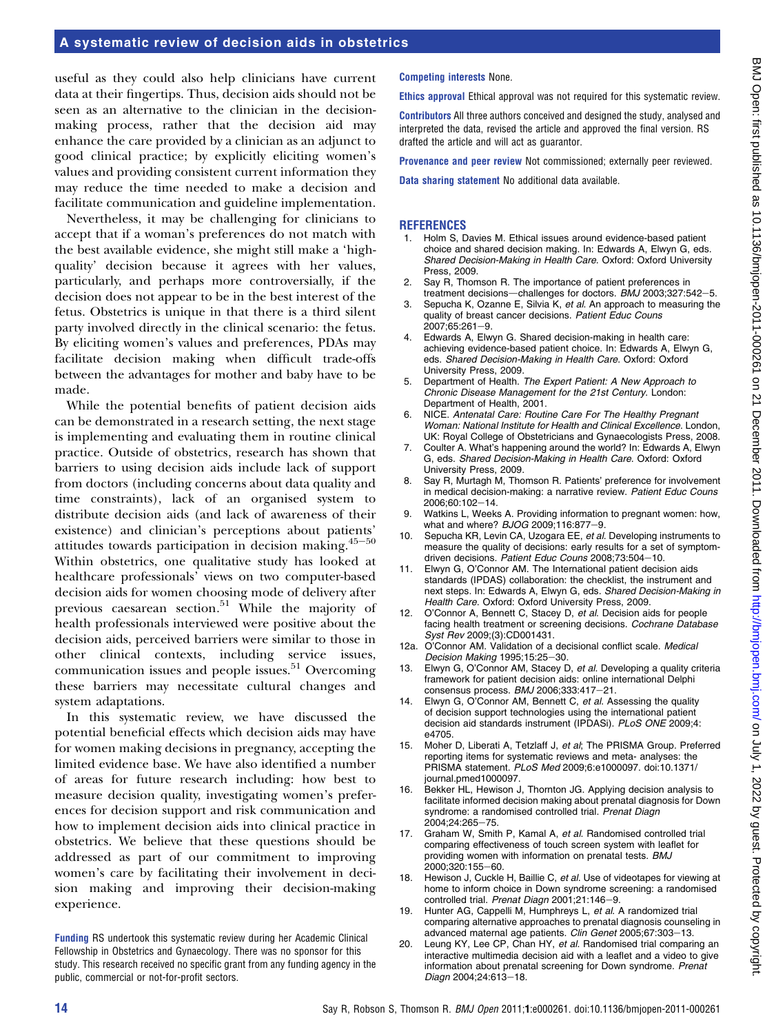useful as they could also help clinicians have current data at their fingertips. Thus, decision aids should not be seen as an alternative to the clinician in the decision-making process, rather that the decision aid may enhance the care provided by a clinician as an adjunct to good clinical practice; by explicitly eliciting women's values and providing consistent current information they may reduce the time needed to make a decision and facilitate communication and guideline implementation.

Nevertheless, it may be challenging for clinicians to accept that if a woman's preferences do not match with the best available evidence, she might still make a 'high-quality' decision because it agrees with her values, particularly, and perhaps more controversially, if the decision does not appear to be in the best interest of the fetus. Obstetrics is unique in that there is a third silent party involved directly in the clinical scenario: the fetus. By eliciting women's values and preferences, PDAs may facilitate decision making when difficult trade-offs between the advantages for mother and baby have to be made.

While the potential benefits of patient decision aids can be demonstrated in a research setting, the next stage is implementing and evaluating them in routine clinical practice. Outside of obstetrics, research has shown that barriers to using decision aids include lack of support from doctors (including concerns about data quality and time constraints), lack of an organised system to distribute decision aids (and lack of awareness of their existence) and clinician's perceptions about patients' attitudes towards participation in decision making.[45–50] Within obstetrics, one qualitative study has looked at healthcare professionals' views on two computer-based decision aids for women choosing mode of delivery after previous caesarean section.[51] While the majority of health professionals interviewed were positive about the decision aids, perceived barriers were similar to those in other clinical contexts, including service issues, communication issues and people issues.[51] Overcoming these barriers may necessitate cultural changes and system adaptations.

In this systematic review, we have discussed the potential beneficial effects which decision aids may have for women making decisions in pregnancy, accepting the limited evidence base. We have also identified a number of areas for future research including: how best to measure decision quality, investigating women's preferences for decision support and risk communication and how to implement decision aids into clinical practice in obstetrics. We believe that these questions should be addressed as part of our commitment to improving women's care by facilitating their involvement in decision making and improving their decision-making experience.

**Funding** RS undertook this systematic review during her Academic Clinical Fellowship in Obstetrics and Gynaecology. There was no sponsor for this study. This research received no specific grant from any funding agency in the public, commercial or not-for-profit sectors.

**Competing interests** None.

**Ethics approval** Ethical approval was not required for this systematic review.

**Contributors** All three authors conceived and designed the study, analysed and interpreted the data, revised the article and approved the final version. RS drafted the article and will act as guarantor.

**Provenance and peer review** Not commissioned; externally peer reviewed.

**Data sharing statement** No additional data available.

## REFERENCES

1. Holm S, Davies M. Ethical issues around evidence-based patient choice and shared decision making. In: Edwards A, Elwyn G, eds. *Shared Decision-Making in Health Care*. Oxford: Oxford University Press, 2009.
2. Say R, Thomson R. The importance of patient preferences in treatment decisions—challenges for doctors. *BMJ* 2003;327:542–5.
3. Sepucha K, Ozanne E, Silvia K, *et al*. An approach to measuring the quality of breast cancer decisions. *Patient Educ Couns* 2007;65:261–9.
4. Edwards A, Elwyn G. Shared decision-making in health care: achieving evidence-based patient choice. In: Edwards A, Elwyn G, eds. *Shared Decision-Making in Health Care*. Oxford: Oxford University Press, 2009.
5. Department of Health. *The Expert Patient: A New Approach to Chronic Disease Management for the 21st Century*. London: Department of Health, 2001.
6. NICE. *Antenatal Care: Routine Care For The Healthy Pregnant Woman: National Institute for Health and Clinical Excellence*. London, UK: Royal College of Obstetricians and Gynaecologists Press, 2008.
7. Coulter A. What's happening around the world? In: Edwards A, Elwyn G, eds. *Shared Decision-Making in Health Care*. Oxford: Oxford University Press, 2009.
8. Say R, Murtagh M, Thomson R. Patients' preference for involvement in medical decision-making: a narrative review. *Patient Educ Couns* 2006;60:102–14.
9. Watkins L, Weeks A. Providing information to pregnant women: how, what and where? *BJOG* 2009;116:877–9.
10. Sepucha KR, Levin CA, Uzogara EE, *et al*. Developing instruments to measure the quality of decisions: early results for a set of symptom-driven decisions. *Patient Educ Couns* 2008;73:504–10.
11. Elwyn G, O'Connor AM. The International patient decision aids standards (IPDAS) collaboration: the checklist, the instrument and next steps. In: Edwards A, Elwyn G, eds. *Shared Decision-Making in Health Care*. Oxford: Oxford University Press, 2009.
12. O'Connor A, Bennett C, Stacey D, *et al*. Decision aids for people facing health treatment or screening decisions. *Cochrane Database Syst Rev* 2009;(3):CD001431.

12a. O'Connor AM. Validation of a decisional conflict scale. *Medical Decision Making* 1995;15:25–30.

13. Elwyn G, O'Connor AM, Stacey D, *et al*. Developing a quality criteria framework for patient decision aids: online international Delphi consensus process. *BMJ* 2006;333:417–21.
14. Elwyn G, O'Connor AM, Bennett C, *et al*. Assessing the quality of decision support technologies using the international patient decision aid standards instrument (IPDASi). *PLoS ONE* 2009;4:e4705.
15. Moher D, Liberati A, Tetzlaff J, *et al*; The PRISMA Group. Preferred reporting items for systematic reviews and meta- analyses: the PRISMA statement. *PLoS Med* 2009;6:e1000097. doi:10.1371/journal.pmed1000097.
16. Bekker HL, Hewison J, Thornton JG. Applying decision analysis to facilitate informed decision making about prenatal diagnosis for Down syndrome: a randomised controlled trial. *Prenat Diagn* 2004;24:265–75.
17. Graham W, Smith P, Kamal A, *et al*. Randomised controlled trial comparing effectiveness of touch screen system with leaflet for providing women with information on prenatal tests. *BMJ* 2000;320:155–60.
18. Hewison J, Cuckle H, Baillie C, *et al*. Use of videotapes for viewing at home to inform choice in Down syndrome screening: a randomised controlled trial. *Prenat Diagn* 2001;21:146–9.
19. Hunter AG, Cappelli M, Humphreys L, *et al*. A randomized trial comparing alternative approaches to prenatal diagnosis counseling in advanced maternal age patients. *Clin Genet* 2005;67:303–13.
20. Leung KY, Lee CP, Chan HY, *et al*. Randomised trial comparing an interactive multimedia decision aid with a leaflet and a video to give information about prenatal screening for Down syndrome. *Prenat Diagn* 2004;24:613–18.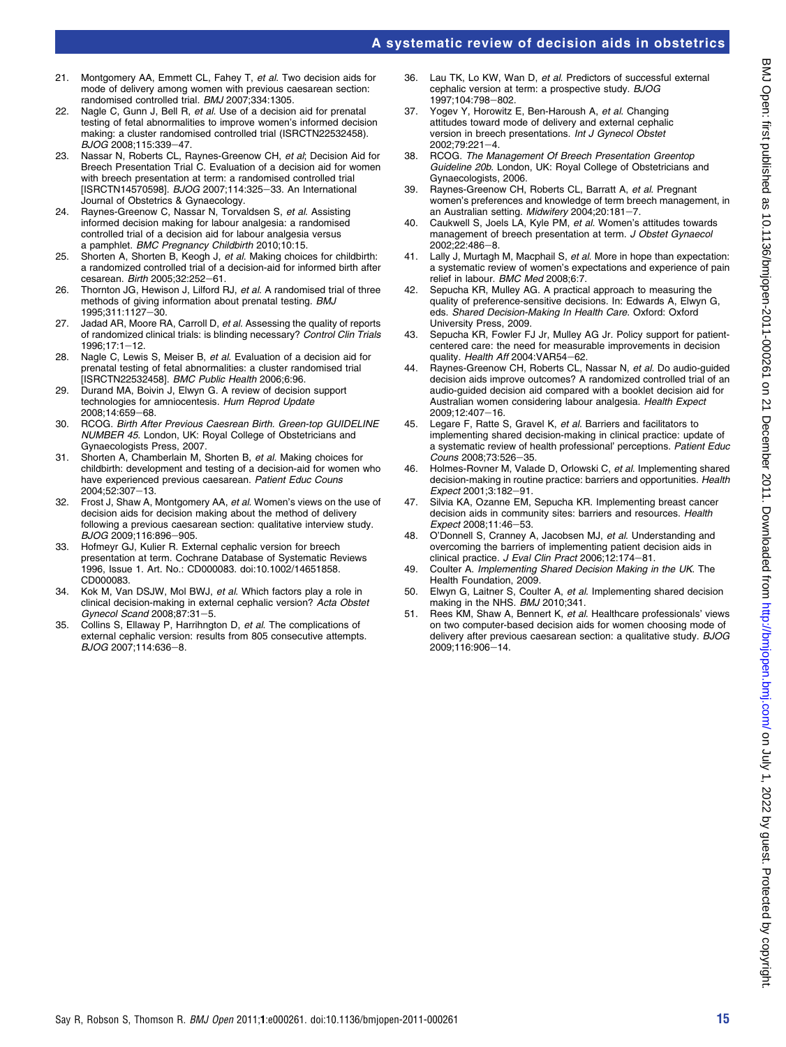21. Montgomery AA, Emmett CL, Fahey T, *et al.* Two decision aids for mode of delivery among women with previous caesarean section: randomised controlled trial. *BMJ* 2007;334:1305.
22. Nagle C, Gunn J, Bell R, *et al.* Use of a decision aid for prenatal testing of fetal abnormalities to improve women's informed decision making: a cluster randomised controlled trial (ISRCTN22532458). *BJOG* 2008;115:339–47.
23. Nassar N, Roberts CL, Raynes-Greenow CH, *et al*; Decision Aid for Breech Presentation Trial C. Evaluation of a decision aid for women with breech presentation at term: a randomised controlled trial [ISRCTN14570598]. *BJOG* 2007;114:325–33. An International Journal of Obstetrics & Gynaecology.
24. Raynes-Greenow C, Nassar N, Torvaldsen S, *et al.* Assisting informed decision making for labour analgesia: a randomised controlled trial of a decision aid for labour analgesia versus a pamphlet. *BMC Pregnancy Childbirth* 2010;10:15.
25. Shorten A, Shorten B, Keogh J, *et al.* Making choices for childbirth: a randomized controlled trial of a decision-aid for informed birth after cesarean. *Birth* 2005;32:252–61.
26. Thornton JG, Hewison J, Lilford RJ, *et al.* A randomised trial of three methods of giving information about prenatal testing. *BMJ* 1995;311:1127–30.
27. Jadad AR, Moore RA, Carroll D, *et al.* Assessing the quality of reports of randomized clinical trials: is blinding necessary? *Control Clin Trials* 1996;17:1–12.
28. Nagle C, Lewis S, Meiser B, *et al.* Evaluation of a decision aid for prenatal testing of fetal abnormalities: a cluster randomised trial [ISRCTN22532458]. *BMC Public Health* 2006;6:96.
29. Durand MA, Boivin J, Elwyn G. A review of decision support technologies for amniocentesis. *Hum Reprod Update* 2008;14:659–68.
30. RCOG. *Birth After Previous Caesrean Birth. Green-top GUIDELINE NUMBER 45*. London, UK: Royal College of Obstetricians and Gynaecologists Press, 2007.
31. Shorten A, Chamberlain M, Shorten B, *et al.* Making choices for childbirth: development and testing of a decision-aid for women who have experienced previous caesarean. *Patient Educ Couns* 2004;52:307–13.
32. Frost J, Shaw A, Montgomery AA, *et al.* Women's views on the use of decision aids for decision making about the method of delivery following a previous caesarean section: qualitative interview study. *BJOG* 2009;116:896–905.
33. Hofmeyr GJ, Kulier R. External cephalic version for breech presentation at term. Cochrane Database of Systematic Reviews 1996, Issue 1. Art. No.: CD000083. doi:10.1002/14651858. CD000083.
34. Kok M, Van DSJW, Mol BWJ, *et al.* Which factors play a role in clinical decision-making in external cephalic version? *Acta Obstet Gynecol Scand* 2008;87:31–5.
35. Collins S, Ellaway P, Harrihngton D, *et al.* The complications of external cephalic version: results from 805 consecutive attempts. *BJOG* 2007;114:636–8.
36. Lau TK, Lo KW, Wan D, *et al.* Predictors of successful external cephalic version at term: a prospective study. *BJOG* 1997;104:798–802.
37. Yogev Y, Horowitz E, Ben-Haroush A, *et al.* Changing attitudes toward mode of delivery and external cephalic version in breech presentations. *Int J Gynecol Obstet* 2002;79:221–4.
38. RCOG. *The Management Of Breech Presentation Greentop Guideline 20b*. London, UK: Royal College of Obstetricians and Gynaecologists, 2006.
39. Raynes-Greenow CH, Roberts CL, Barratt A, *et al.* Pregnant women's preferences and knowledge of term breech management, in an Australian setting. *Midwifery* 2004;20:181–7.
40. Caukwell S, Joels LA, Kyle PM, *et al.* Women's attitudes towards management of breech presentation at term. *J Obstet Gynaecol* 2002;22:486–8.
41. Lally J, Murtagh M, Macphail S, *et al.* More in hope than expectation: a systematic review of women's expectations and experience of pain relief in labour. *BMC Med* 2008;6:7.
42. Sepucha KR, Mulley AG. A practical approach to measuring the quality of preference-sensitive decisions. In: Edwards A, Elwyn G, eds. *Shared Decision-Making In Health Care*. Oxford: Oxford University Press, 2009.
43. Sepucha KR, Fowler FJ Jr, Mulley AG Jr. Policy support for patient-centered care: the need for measurable improvements in decision quality. *Health Aff* 2004:VAR54–62.
44. Raynes-Greenow CH, Roberts CL, Nassar N, *et al.* Do audio-guided decision aids improve outcomes? A randomized controlled trial of an audio-guided decision aid compared with a booklet decision aid for Australian women considering labour analgesia. *Health Expect* 2009;12:407–16.
45. Legare F, Ratte S, Gravel K, *et al.* Barriers and facilitators to implementing shared decision-making in clinical practice: update of a systematic review of health professional' perceptions. *Patient Educ Couns* 2008;73:526–35.
46. Holmes-Rovner M, Valade D, Orlowski C, *et al.* Implementing shared decision-making in routine practice: barriers and opportunities. *Health Expect* 2001;3:182–91.
47. Silvia KA, Ozanne EM, Sepucha KR. Implementing breast cancer decision aids in community sites: barriers and resources. *Health Expect* 2008;11:46–53.
48. O'Donnell S, Cranney A, Jacobsen MJ, *et al.* Understanding and overcoming the barriers of implementing patient decision aids in clinical practice. *J Eval Clin Pract* 2006;12:174–81.
49. Coulter A. *Implementing Shared Decision Making in the UK*. The Health Foundation, 2009.
50. Elwyn G, Laitner S, Coulter A, *et al.* Implementing shared decision making in the NHS. *BMJ* 2010;341.
51. Rees KM, Shaw A, Bennert K, *et al.* Healthcare professionals' views on two computer-based decision aids for women choosing mode of delivery after previous caesarean section: a qualitative study. *BJOG* 2009;116:906–14.